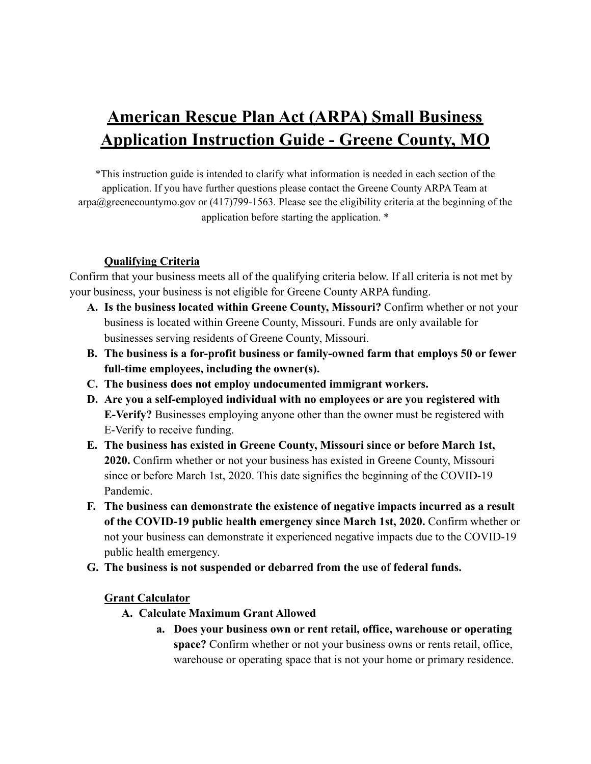# American Rescue Plan Act (ARPA) Small Business Application Instruction Guide - Greene County, MO

*This instruction guide is intended to clarify what information is needed in each section of the application. If you have further questions please contact the Greene County ARPA Team at arpa@greenecountymo.gov or (417)799-1563. Please see the eligibility criteria at the beginning of the application before starting the application. *

## Qualifying Criteria

Confirm that your business meets all of the qualifying criteria below. If all criteria is not met by your business, your business is not eligible for Greene County ARPA funding.

A. **Is the business located within Greene County, Missouri?** Confirm whether or not your business is located within Greene County, Missouri. Funds are only available for businesses serving residents of Greene County, Missouri.
B. **The business is a for-profit business or family-owned farm that employs 50 or fewer full-time employees, including the owner(s).**
C. **The business does not employ undocumented immigrant workers.**
D. **Are you a self-employed individual with no employees or are you registered with E-Verify?** Businesses employing anyone other than the owner must be registered with E-Verify to receive funding.
E. **The business has existed in Greene County, Missouri since or before March 1st, 2020.** Confirm whether or not your business has existed in Greene County, Missouri since or before March 1st, 2020. This date signifies the beginning of the COVID-19 Pandemic.
F. **The business can demonstrate the existence of negative impacts incurred as a result of the COVID-19 public health emergency since March 1st, 2020.** Confirm whether or not your business can demonstrate it experienced negative impacts due to the COVID-19 public health emergency.
G. **The business is not suspended or debarred from the use of federal funds.**

## Grant Calculator

A. **Calculate Maximum Grant Allowed**
   a. **Does your business own or rent retail, office, warehouse or operating space?** Confirm whether or not your business owns or rents retail, office, warehouse or operating space that is not your home or primary residence.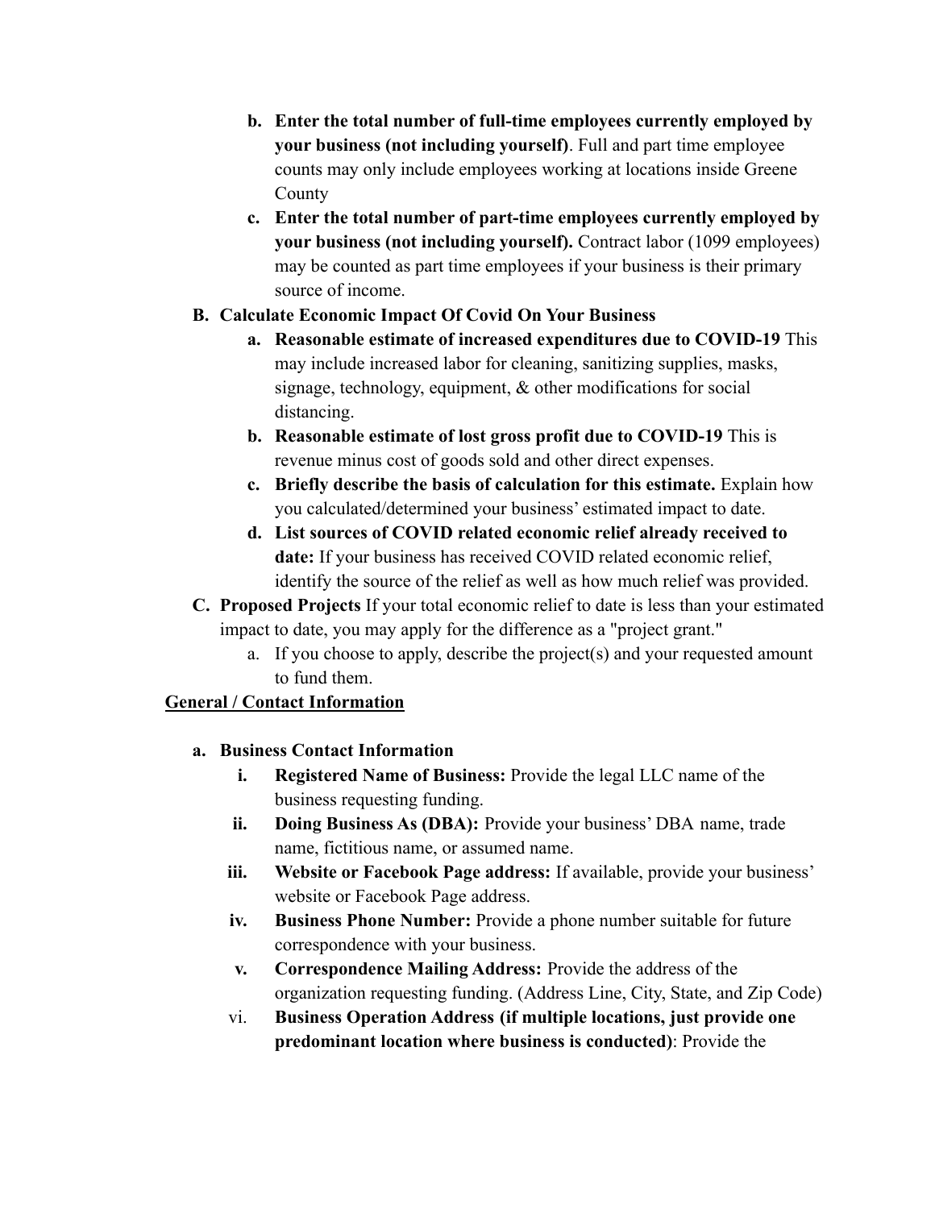b. **Enter the total number of full-time employees currently employed by your business (not including yourself)**. Full and part time employee counts may only include employees working at locations inside Greene County

c. **Enter the total number of part-time employees currently employed by your business (not including yourself).** Contract labor (1099 employees) may be counted as part time employees if your business is their primary source of income.

**B. Calculate Economic Impact Of Covid On Your Business**

a. **Reasonable estimate of increased expenditures due to COVID-19** This may include increased labor for cleaning, sanitizing supplies, masks, signage, technology, equipment, & other modifications for social distancing.

b. **Reasonable estimate of lost gross profit due to COVID-19** This is revenue minus cost of goods sold and other direct expenses.

c. **Briefly describe the basis of calculation for this estimate.** Explain how you calculated/determined your business' estimated impact to date.

d. **List sources of COVID related economic relief already received to date:** If your business has received COVID related economic relief, identify the source of the relief as well as how much relief was provided.

**C. Proposed Projects** If your total economic relief to date is less than your estimated impact to date, you may apply for the difference as a "project grant."

a. If you choose to apply, describe the project(s) and your requested amount to fund them.

<u>**General / Contact Information**</u>

**a. Business Contact Information**

i. **Registered Name of Business:** Provide the legal LLC name of the business requesting funding.

ii. **Doing Business As (DBA):** Provide your business' DBA name, trade name, fictitious name, or assumed name.

iii. **Website or Facebook Page address:** If available, provide your business' website or Facebook Page address.

iv. **Business Phone Number:** Provide a phone number suitable for future correspondence with your business.

v. **Correspondence Mailing Address:** Provide the address of the organization requesting funding. (Address Line, City, State, and Zip Code)

vi. **Business Operation Address (if multiple locations, just provide one predominant location where business is conducted)**: Provide the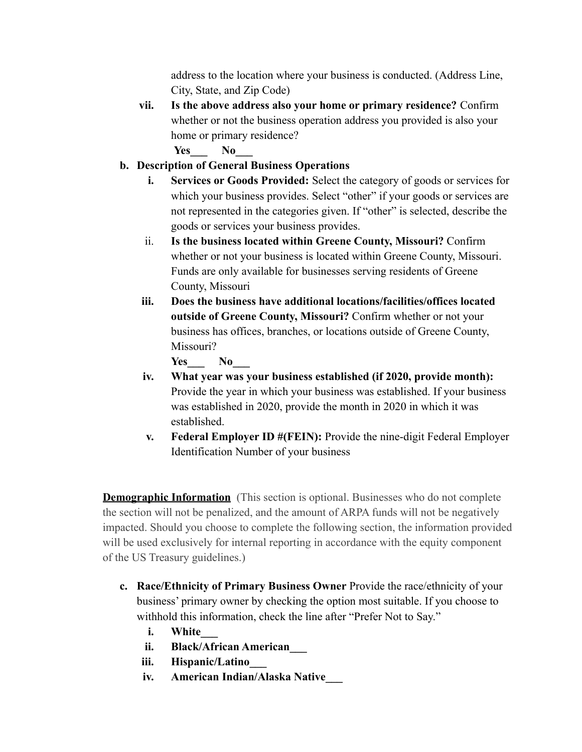address to the location where your business is conducted. (Address Line, City, State, and Zip Code)

vii. **Is the above address also your home or primary residence?** Confirm whether or not the business operation address you provided is also your home or primary residence?

**Yes___ No___**

**b. Description of General Business Operations**

i. **Services or Goods Provided:** Select the category of goods or services for which your business provides. Select "other" if your goods or services are not represented in the categories given. If "other" is selected, describe the goods or services your business provides.

ii. **Is the business located within Greene County, Missouri?** Confirm whether or not your business is located within Greene County, Missouri. Funds are only available for businesses serving residents of Greene County, Missouri

iii. **Does the business have additional locations/facilities/offices located outside of Greene County, Missouri?** Confirm whether or not your business has offices, branches, or locations outside of Greene County, Missouri?

**Yes___ No___**

iv. **What year was your business established (if 2020, provide month):** Provide the year in which your business was established. If your business was established in 2020, provide the month in 2020 in which it was established.

v. **Federal Employer ID #(FEIN):** Provide the nine-digit Federal Employer Identification Number of your business

**Demographic Information** (This section is optional. Businesses who do not complete the section will not be penalized, and the amount of ARPA funds will not be negatively impacted. Should you choose to complete the following section, the information provided will be used exclusively for internal reporting in accordance with the equity component of the US Treasury guidelines.)

**c. Race/Ethnicity of Primary Business Owner** Provide the race/ethnicity of your business' primary owner by checking the option most suitable. If you choose to withhold this information, check the line after "Prefer Not to Say."

i. **White___**

ii. **Black/African American___**

iii. **Hispanic/Latino___**

iv. **American Indian/Alaska Native___**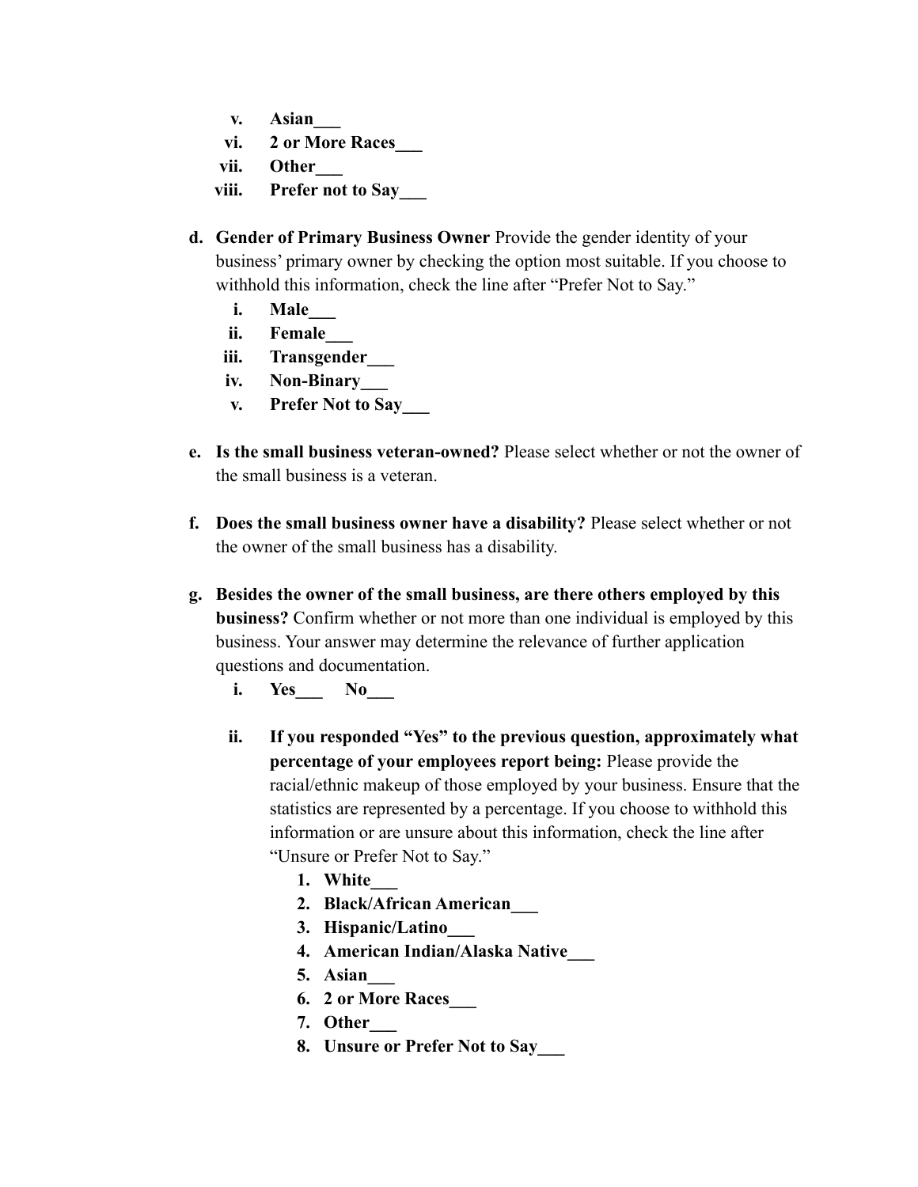v. **Asian___**
vi. **2 or More Races___**
vii. **Other___**
viii. **Prefer not to Say___**

d. **Gender of Primary Business Owner** Provide the gender identity of your business' primary owner by checking the option most suitable. If you choose to withhold this information, check the line after "Prefer Not to Say."
   i. **Male___**
   ii. **Female___**
   iii. **Transgender___**
   iv. **Non-Binary___**
   v. **Prefer Not to Say___**

e. **Is the small business veteran-owned?** Please select whether or not the owner of the small business is a veteran.

f. **Does the small business owner have a disability?** Please select whether or not the owner of the small business has a disability.

g. **Besides the owner of the small business, are there others employed by this business?** Confirm whether or not more than one individual is employed by this business. Your answer may determine the relevance of further application questions and documentation.
   i. **Yes___ No___**

   ii. **If you responded "Yes" to the previous question, approximately what percentage of your employees report being:** Please provide the racial/ethnic makeup of those employed by your business. Ensure that the statistics are represented by a percentage. If you choose to withhold this information or are unsure about this information, check the line after "Unsure or Prefer Not to Say."
      1. **White___**
      2. **Black/African American___**
      3. **Hispanic/Latino___**
      4. **American Indian/Alaska Native___**
      5. **Asian___**
      6. **2 or More Races___**
      7. **Other___**
      8. **Unsure or Prefer Not to Say___**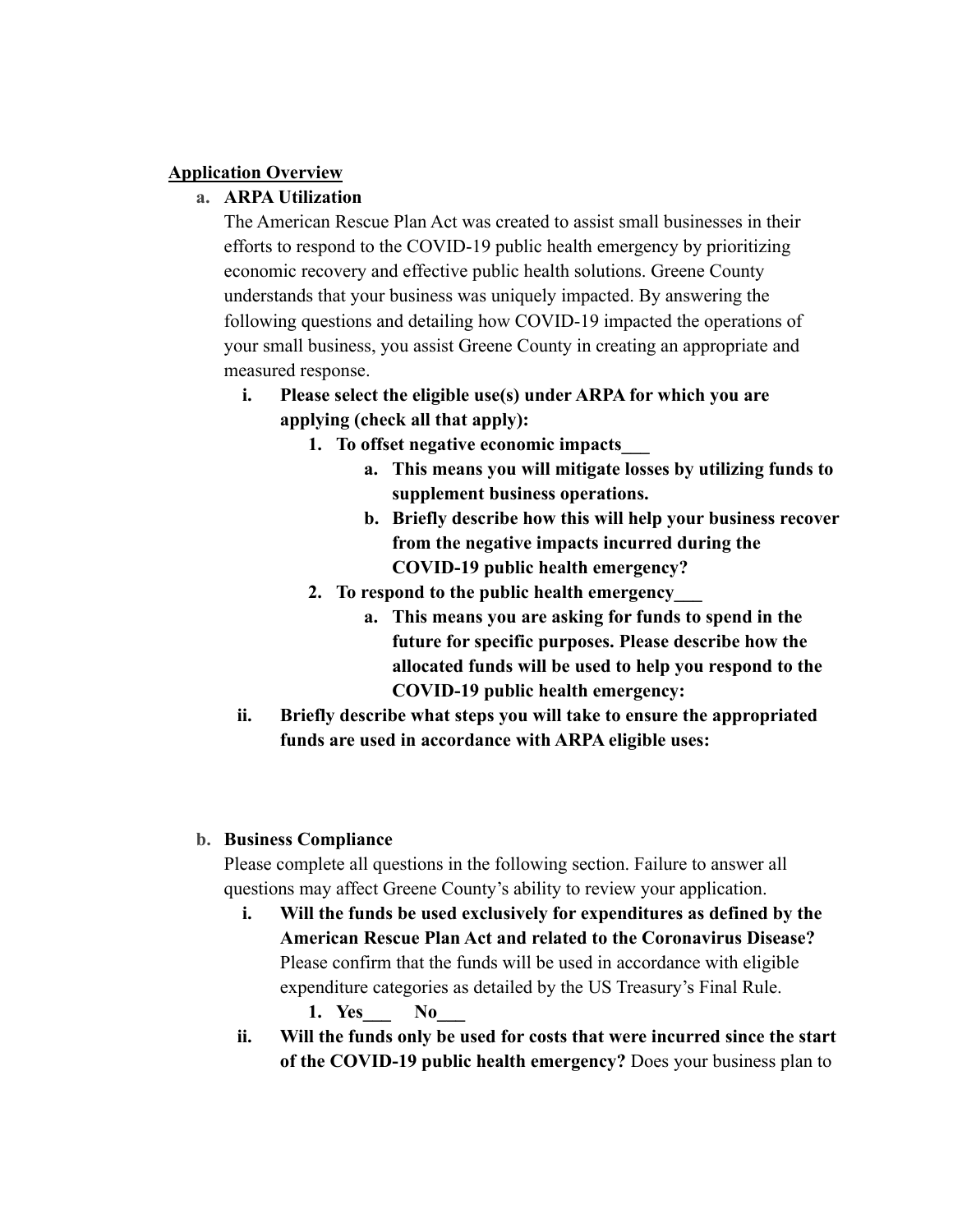**Application Overview**

a. **ARPA Utilization**

The American Rescue Plan Act was created to assist small businesses in their efforts to respond to the COVID-19 public health emergency by prioritizing economic recovery and effective public health solutions. Greene County understands that your business was uniquely impacted. By answering the following questions and detailing how COVID-19 impacted the operations of your small business, you assist Greene County in creating an appropriate and measured response.

i. **Please select the eligible use(s) under ARPA for which you are applying (check all that apply):**

1. **To offset negative economic impacts___**
   a. **This means you will mitigate losses by utilizing funds to supplement business operations.**
   b. **Briefly describe how this will help your business recover from the negative impacts incurred during the COVID-19 public health emergency?**
2. **To respond to the public health emergency___**
   a. **This means you are asking for funds to spend in the future for specific purposes. Please describe how the allocated funds will be used to help you respond to the COVID-19 public health emergency:**

ii. **Briefly describe what steps you will take to ensure the appropriated funds are used in accordance with ARPA eligible uses:**

b. **Business Compliance**

Please complete all questions in the following section. Failure to answer all questions may affect Greene County's ability to review your application.

i. **Will the funds be used exclusively for expenditures as defined by the American Rescue Plan Act and related to the Coronavirus Disease?** Please confirm that the funds will be used in accordance with eligible expenditure categories as detailed by the US Treasury's Final Rule.

1. **Yes___ No___**

ii. **Will the funds only be used for costs that were incurred since the start of the COVID-19 public health emergency?** Does your business plan to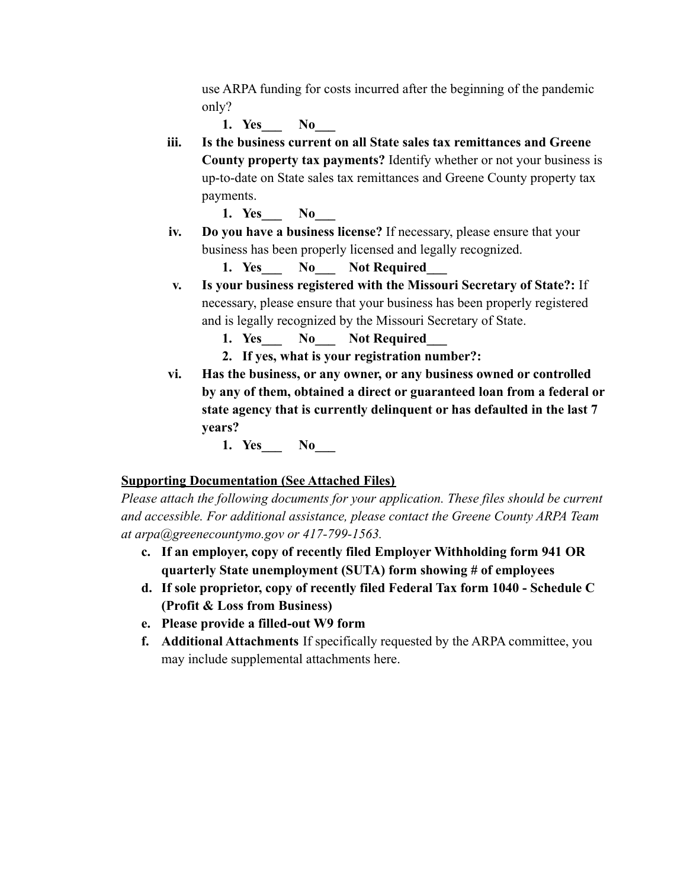use ARPA funding for costs incurred after the beginning of the pandemic only?

   1. **Yes___ No___**

iii. **Is the business current on all State sales tax remittances and Greene County property tax payments?** Identify whether or not your business is up-to-date on State sales tax remittances and Greene County property tax payments.

   1. **Yes___ No___**

iv. **Do you have a business license?** If necessary, please ensure that your business has been properly licensed and legally recognized.

   1. **Yes___ No___ Not Required___**

v. **Is your business registered with the Missouri Secretary of State?:** If necessary, please ensure that your business has been properly registered and is legally recognized by the Missouri Secretary of State.

   1. **Yes___ No___ Not Required___**
   2. **If yes, what is your registration number?:**

vi. **Has the business, or any owner, or any business owned or controlled by any of them, obtained a direct or guaranteed loan from a federal or state agency that is currently delinquent or has defaulted in the last 7 years?**

   1. **Yes___ No___**

<u>**Supporting Documentation (See Attached Files)**</u>

*Please attach the following documents for your application. These files should be current and accessible. For additional assistance, please contact the Greene County ARPA Team at arpa@greenecountymo.gov or 417-799-1563.*

c. **If an employer, copy of recently filed Employer Withholding form 941 OR quarterly State unemployment (SUTA) form showing # of employees**

d. **If sole proprietor, copy of recently filed Federal Tax form 1040 - Schedule C (Profit & Loss from Business)**

e. **Please provide a filled-out W9 form**

f. **Additional Attachments** If specifically requested by the ARPA committee, you may include supplemental attachments here.